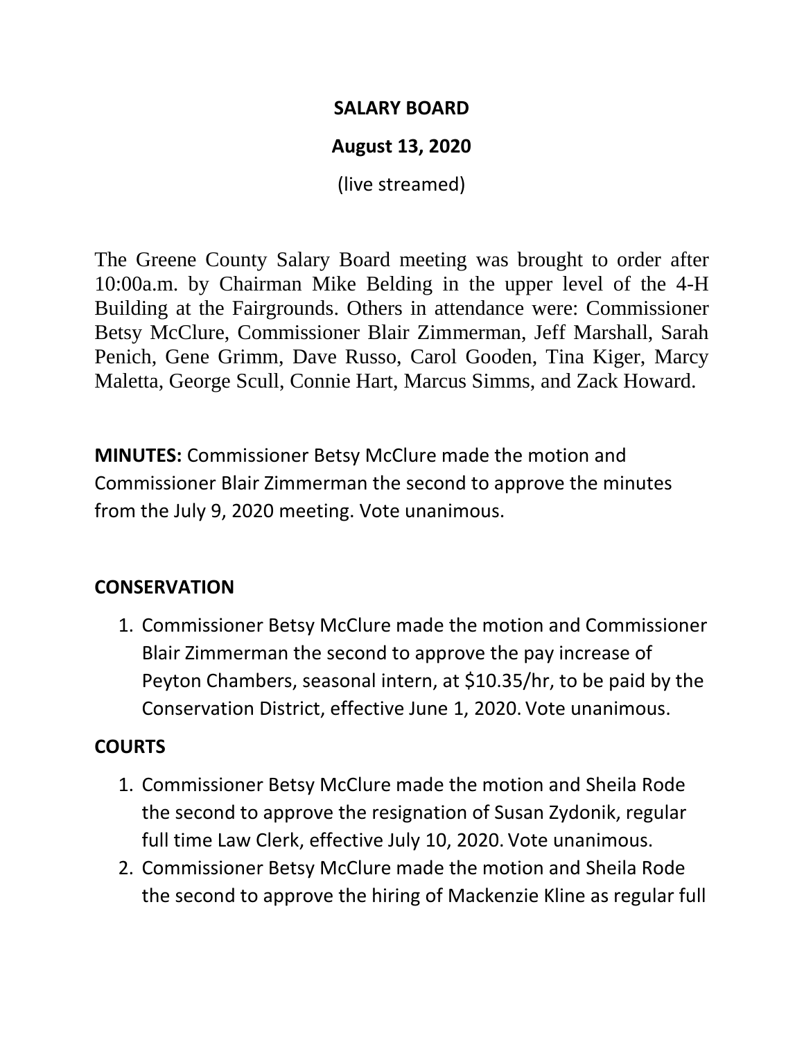# SALARY BOARD

## August 13, 2020

(live streamed)

The Greene County Salary Board meeting was brought to order after 10:00a.m. by Chairman Mike Belding in the upper level of the 4-H Building at the Fairgrounds. Others in attendance were: Commissioner Betsy McClure, Commissioner Blair Zimmerman, Jeff Marshall, Sarah Penich, Gene Grimm, Dave Russo, Carol Gooden, Tina Kiger, Marcy Maletta, George Scull, Connie Hart, Marcus Simms, and Zack Howard.

**MINUTES:** Commissioner Betsy McClure made the motion and Commissioner Blair Zimmerman the second to approve the minutes from the July 9, 2020 meeting. Vote unanimous.

### CONSERVATION

1. Commissioner Betsy McClure made the motion and Commissioner Blair Zimmerman the second to approve the pay increase of Peyton Chambers, seasonal intern, at $10.35/hr, to be paid by the Conservation District, effective June 1, 2020. Vote unanimous.

### COURTS

1. Commissioner Betsy McClure made the motion and Sheila Rode the second to approve the resignation of Susan Zydonik, regular full time Law Clerk, effective July 10, 2020. Vote unanimous.
2. Commissioner Betsy McClure made the motion and Sheila Rode the second to approve the hiring of Mackenzie Kline as regular full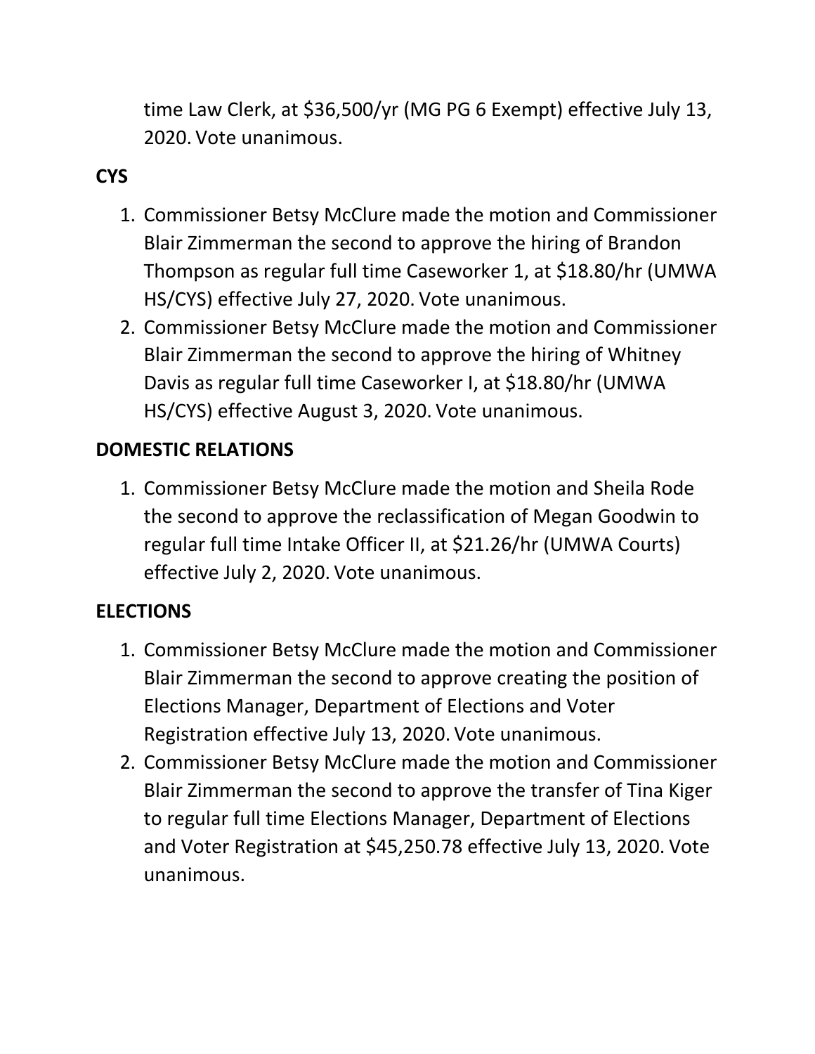time Law Clerk, at $36,500/yr (MG PG 6 Exempt) effective July 13, 2020. Vote unanimous.

**CYS**

1. Commissioner Betsy McClure made the motion and Commissioner Blair Zimmerman the second to approve the hiring of Brandon Thompson as regular full time Caseworker 1, at $18.80/hr (UMWA HS/CYS) effective July 27, 2020. Vote unanimous.
2. Commissioner Betsy McClure made the motion and Commissioner Blair Zimmerman the second to approve the hiring of Whitney Davis as regular full time Caseworker I, at $18.80/hr (UMWA HS/CYS) effective August 3, 2020. Vote unanimous.

**DOMESTIC RELATIONS**

1. Commissioner Betsy McClure made the motion and Sheila Rode the second to approve the reclassification of Megan Goodwin to regular full time Intake Officer II, at $21.26/hr (UMWA Courts) effective July 2, 2020. Vote unanimous.

**ELECTIONS**

1. Commissioner Betsy McClure made the motion and Commissioner Blair Zimmerman the second to approve creating the position of Elections Manager, Department of Elections and Voter Registration effective July 13, 2020. Vote unanimous.
2. Commissioner Betsy McClure made the motion and Commissioner Blair Zimmerman the second to approve the transfer of Tina Kiger to regular full time Elections Manager, Department of Elections and Voter Registration at $45,250.78 effective July 13, 2020. Vote unanimous.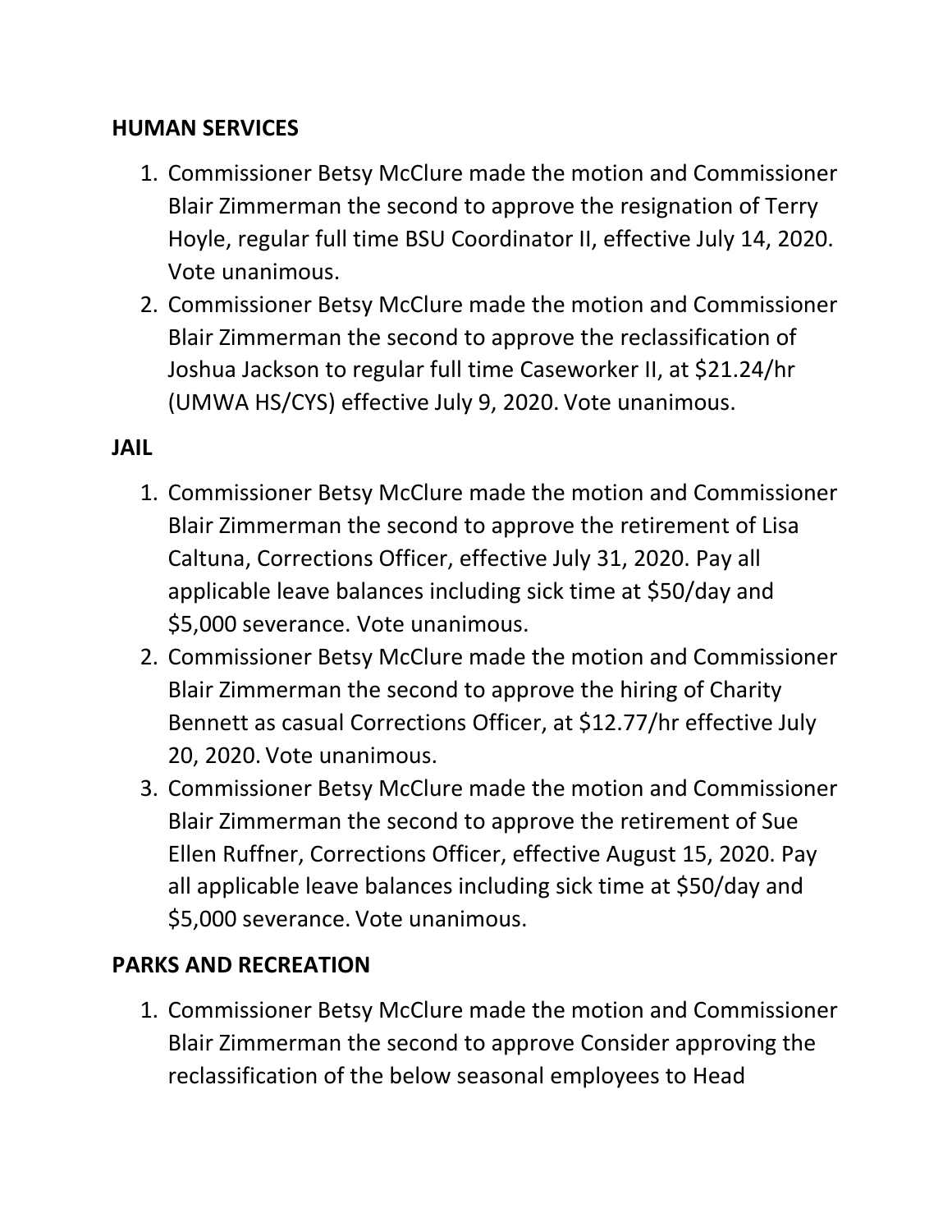**HUMAN SERVICES**

1. Commissioner Betsy McClure made the motion and Commissioner Blair Zimmerman the second to approve the resignation of Terry Hoyle, regular full time BSU Coordinator II, effective July 14, 2020. Vote unanimous.
2. Commissioner Betsy McClure made the motion and Commissioner Blair Zimmerman the second to approve the reclassification of Joshua Jackson to regular full time Caseworker II, at $21.24/hr (UMWA HS/CYS) effective July 9, 2020. Vote unanimous.

**JAIL**

1. Commissioner Betsy McClure made the motion and Commissioner Blair Zimmerman the second to approve the retirement of Lisa Caltuna, Corrections Officer, effective July 31, 2020. Pay all applicable leave balances including sick time at $50/day and $5,000 severance. Vote unanimous.
2. Commissioner Betsy McClure made the motion and Commissioner Blair Zimmerman the second to approve the hiring of Charity Bennett as casual Corrections Officer, at $12.77/hr effective July 20, 2020. Vote unanimous.
3. Commissioner Betsy McClure made the motion and Commissioner Blair Zimmerman the second to approve the retirement of Sue Ellen Ruffner, Corrections Officer, effective August 15, 2020. Pay all applicable leave balances including sick time at $50/day and $5,000 severance. Vote unanimous.

**PARKS AND RECREATION**

1. Commissioner Betsy McClure made the motion and Commissioner Blair Zimmerman the second to approve Consider approving the reclassification of the below seasonal employees to Head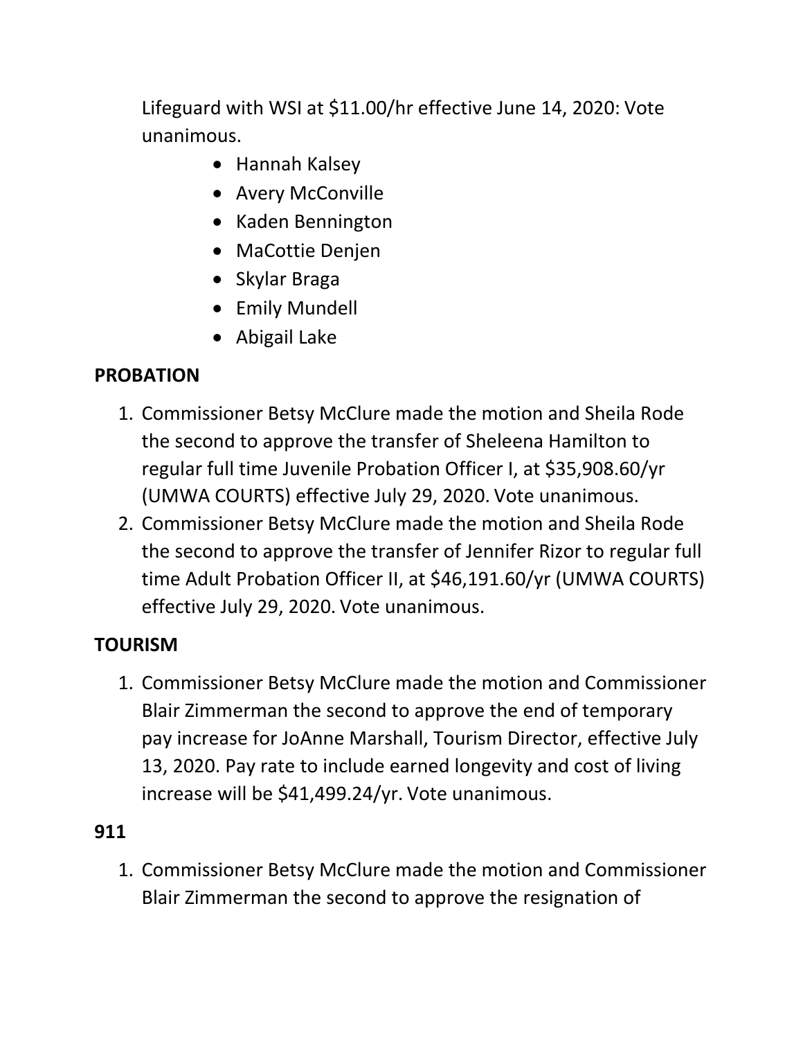Lifeguard with WSI at $11.00/hr effective June 14, 2020: Vote unanimous.

- Hannah Kalsey
- Avery McConville
- Kaden Bennington
- MaCottie Denjen
- Skylar Braga
- Emily Mundell
- Abigail Lake

**PROBATION**

1. Commissioner Betsy McClure made the motion and Sheila Rode the second to approve the transfer of Sheleena Hamilton to regular full time Juvenile Probation Officer I, at $35,908.60/yr (UMWA COURTS) effective July 29, 2020. Vote unanimous.
2. Commissioner Betsy McClure made the motion and Sheila Rode the second to approve the transfer of Jennifer Rizor to regular full time Adult Probation Officer II, at $46,191.60/yr (UMWA COURTS) effective July 29, 2020. Vote unanimous.

**TOURISM**

1. Commissioner Betsy McClure made the motion and Commissioner Blair Zimmerman the second to approve the end of temporary pay increase for JoAnne Marshall, Tourism Director, effective July 13, 2020. Pay rate to include earned longevity and cost of living increase will be $41,499.24/yr. Vote unanimous.

**911**

1. Commissioner Betsy McClure made the motion and Commissioner Blair Zimmerman the second to approve the resignation of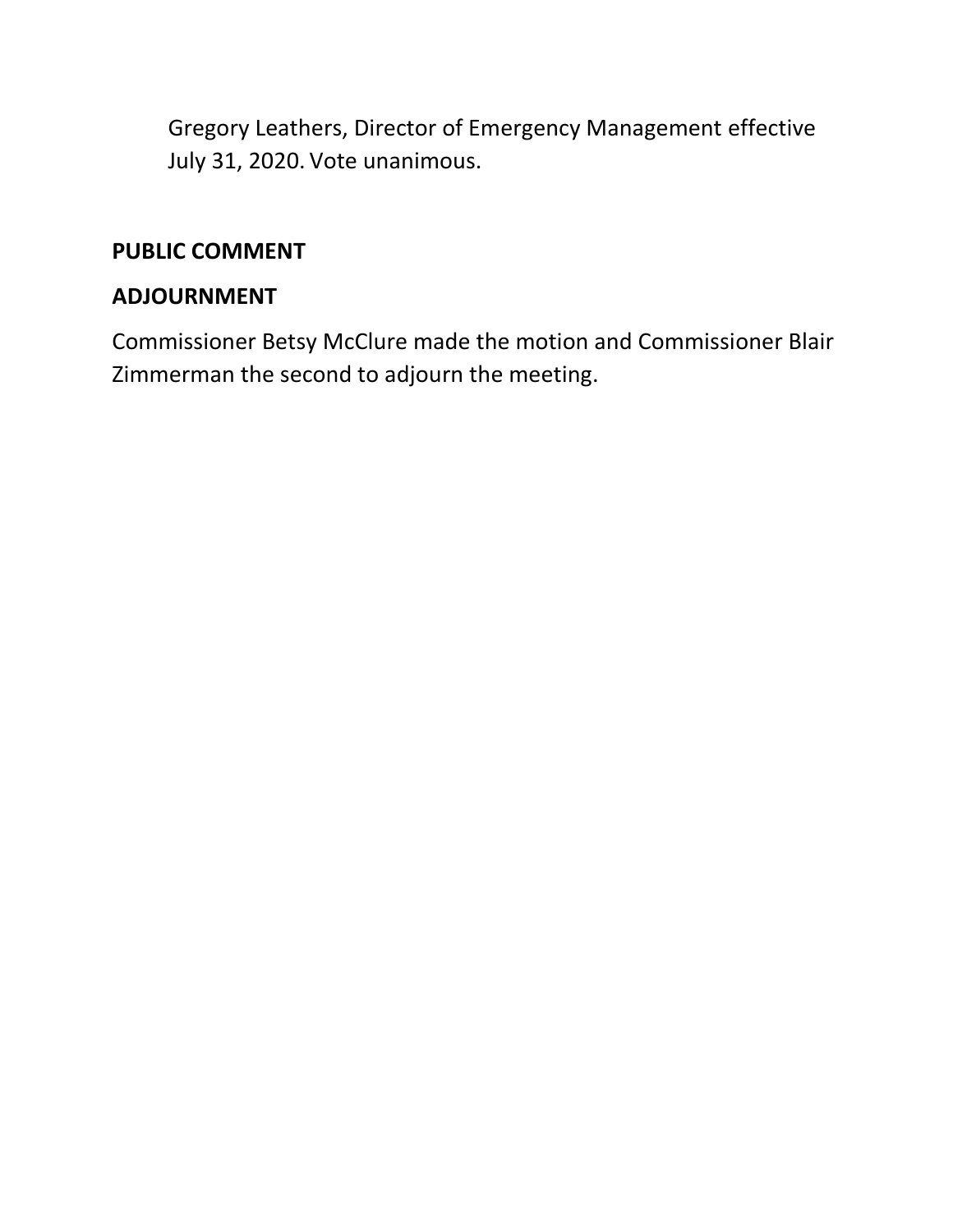Gregory Leathers, Director of Emergency Management effective July 31, 2020. Vote unanimous.

**PUBLIC COMMENT**

**ADJOURNMENT**

Commissioner Betsy McClure made the motion and Commissioner Blair Zimmerman the second to adjourn the meeting.